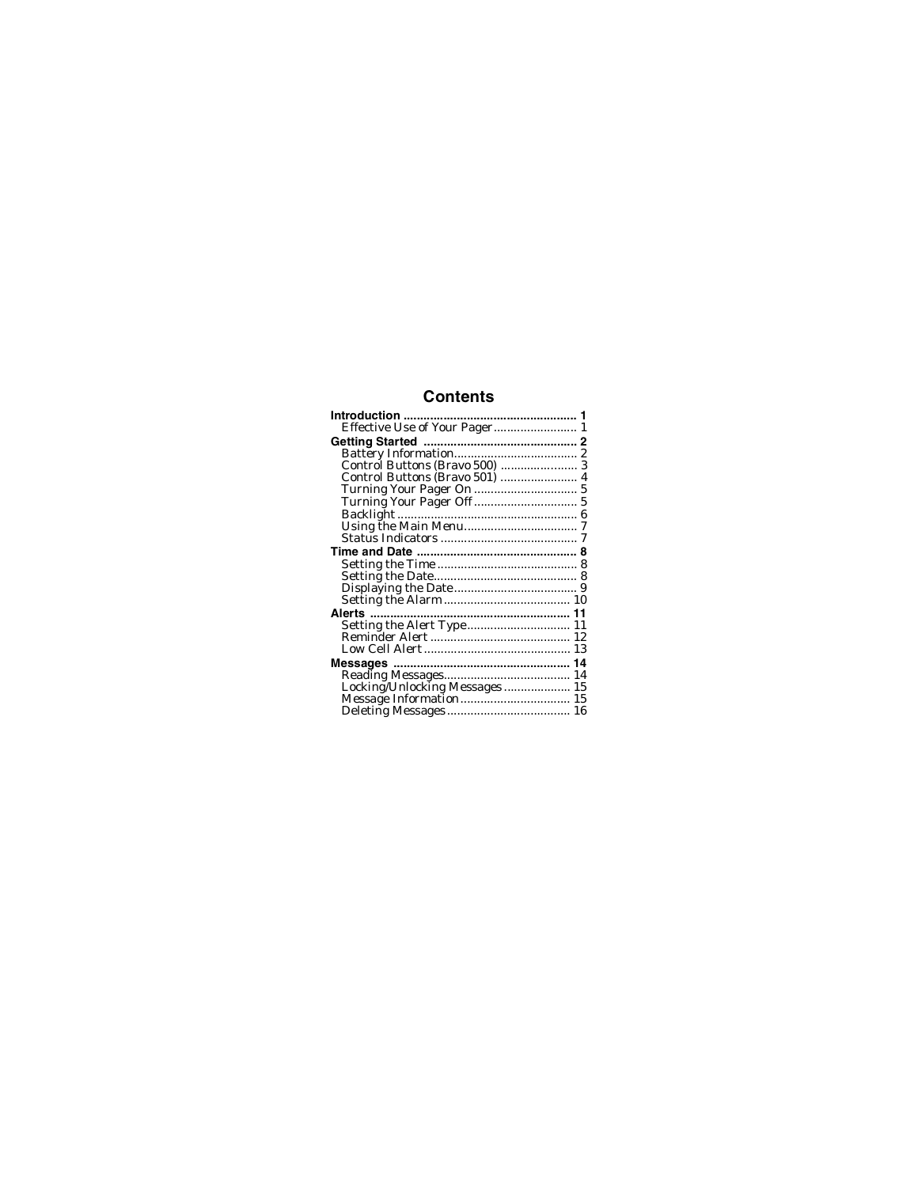# Contents

**Introduction** ..................................................... **1**
  Effective Use of Your Pager ......................... 1

**Getting Started** ............................................... **2**
  Battery Information ..................................... 2
  Control Buttons (Bravo 500) ....................... 3
  Control Buttons (Bravo 501) ....................... 4
  Turning Your Pager On ............................... 5
  Turning Your Pager Off ............................... 5
  Backlight ...................................................... 6
  Using the Main Menu .................................. 7
  Status Indicators .......................................... 7

**Time and Date** ................................................ **8**
  Setting the Time .......................................... 8
  Setting the Date ........................................... 8
  Displaying the Date ..................................... 9
  Setting the Alarm ...................................... 10

**Alerts** ............................................................. **11**
  Setting the Alert Type ............................... 11
  Reminder Alert .......................................... 12
  Low Cell Alert ............................................ 13

**Messages** ...................................................... **14**
  Reading Messages ...................................... 14
  Locking/Unlocking Messages .................... 15
  Message Information ................................. 15
  Deleting Messages ..................................... 16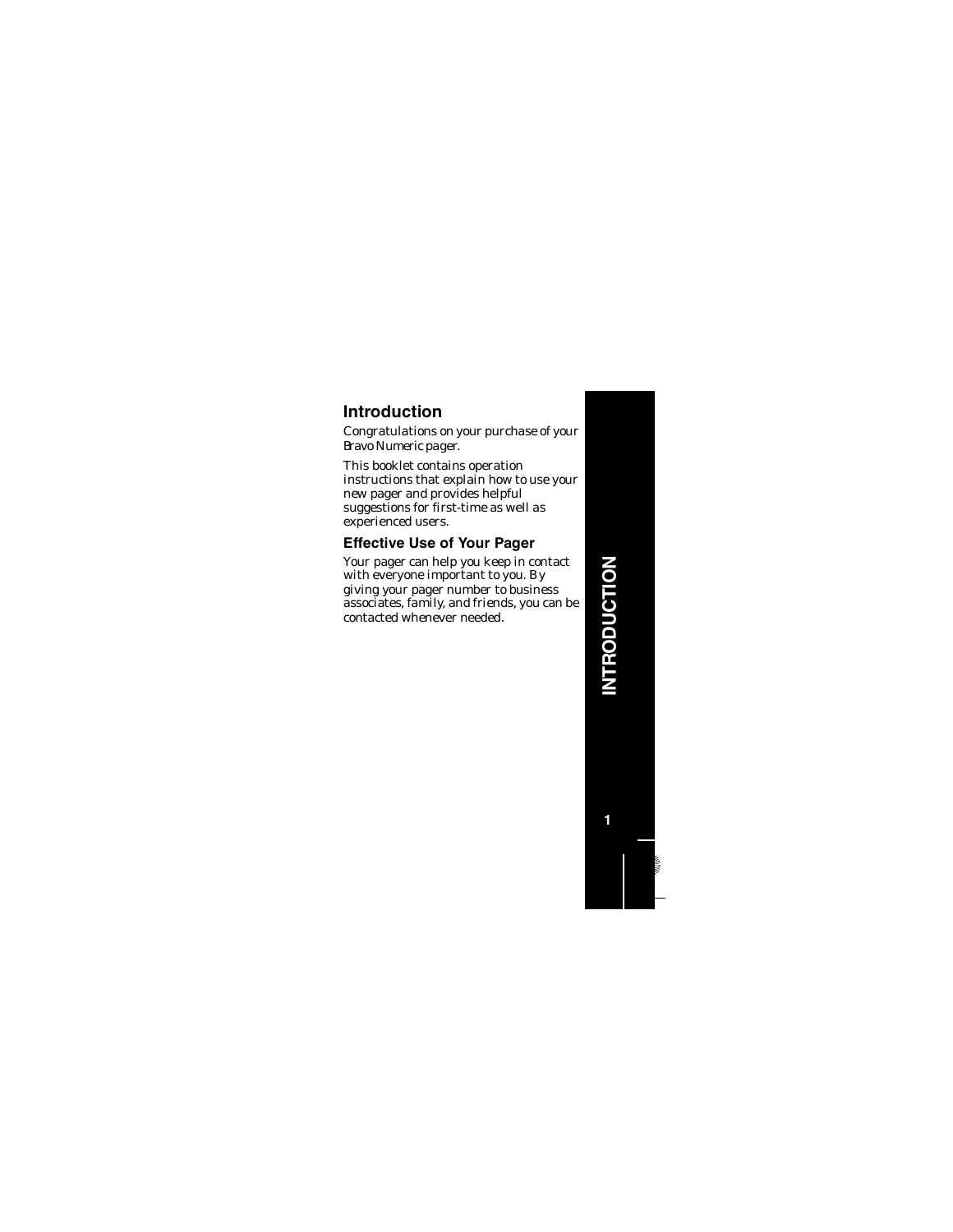# Introduction

Congratulations on your purchase of your Bravo Numeric pager.

This booklet contains operation instructions that explain how to use your new pager and provides helpful suggestions for first-time as well as experienced users.

## Effective Use of Your Pager

Your pager can help you keep in contact with everyone important to you. By giving your pager number to business associates, family, and friends, you can be contacted whenever needed.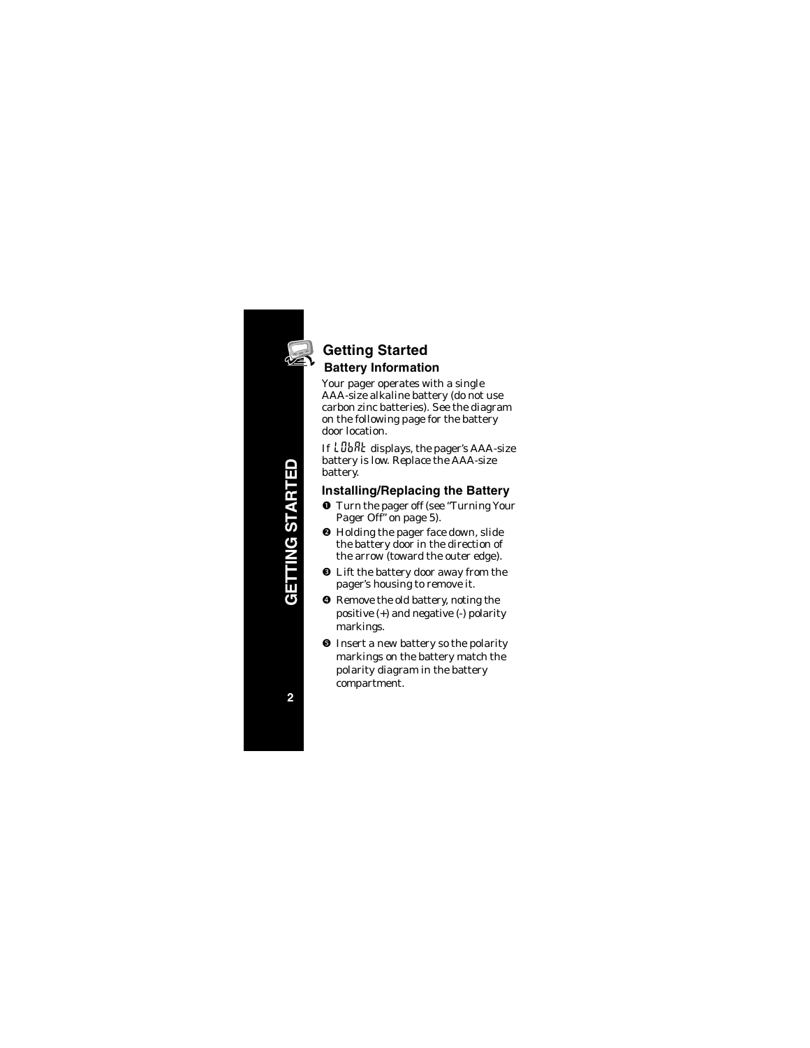# Getting Started

## Battery Information

Your pager operates with a single AAA-size alkaline battery (do not use carbon zinc batteries). See the diagram on the following page for the battery door location.

If LObAt displays, the pager's AAA-size battery is low. Replace the AAA-size battery.

## Installing/Replacing the Battery

1. Turn the pager off (see "Turning Your Pager Off" on page 5).
2. Holding the pager face down, slide the battery door in the direction of the arrow (toward the outer edge).
3. Lift the battery door away from the pager's housing to remove it.
4. Remove the old battery, noting the positive (+) and negative (-) polarity markings.
5. Insert a new battery so the polarity markings on the battery match the polarity diagram in the battery compartment.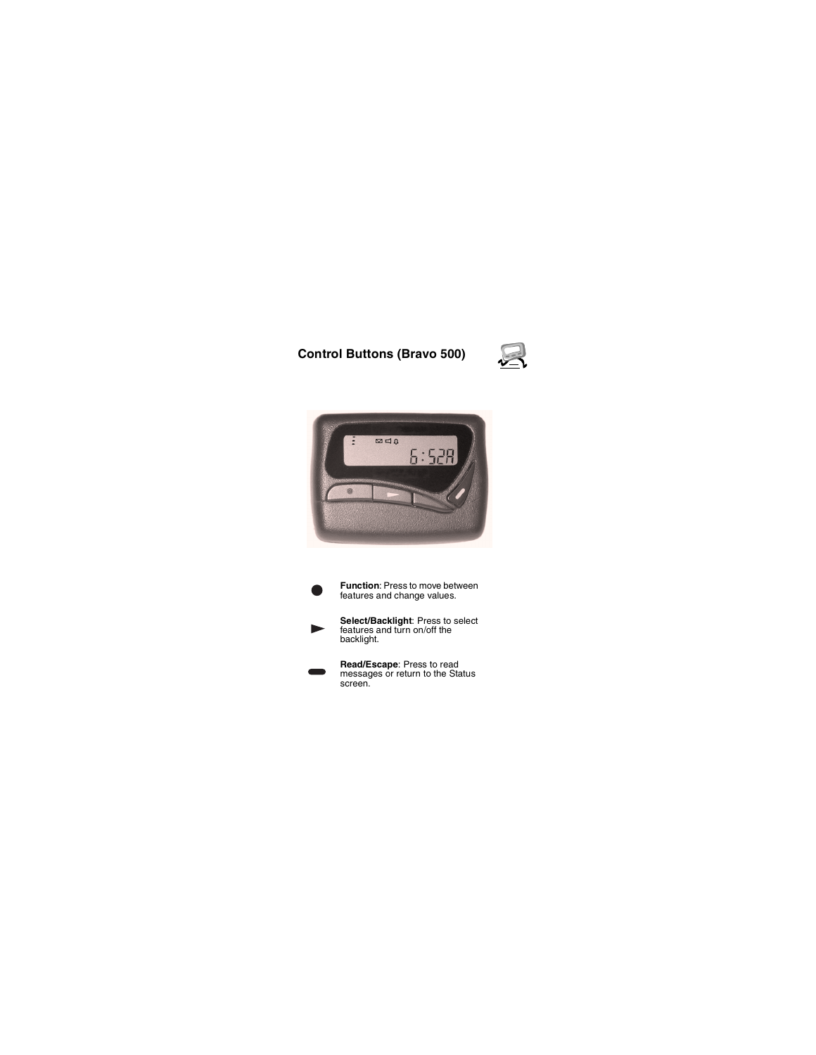## Control Buttons (Bravo 500)

- **Function**: Press to move between features and change values.
- **Select/Backlight**: Press to select features and turn on/off the backlight.
- **Read/Escape**: Press to read messages or return to the Status screen.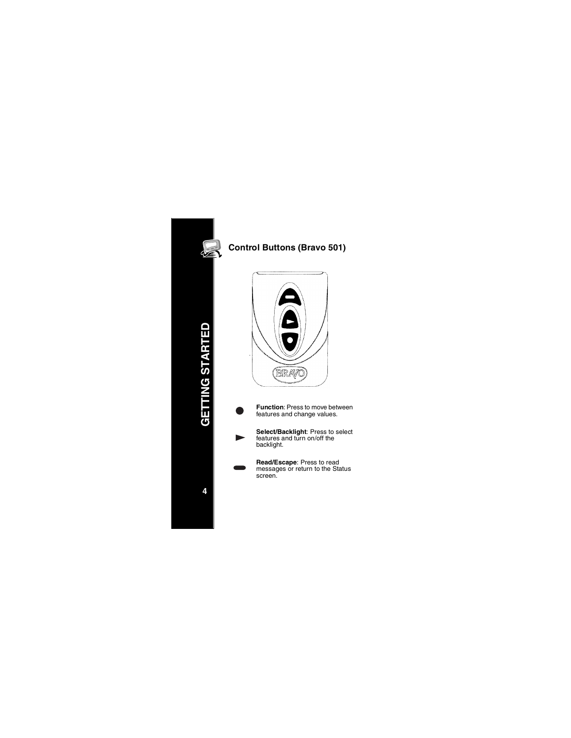## Control Buttons (Bravo 501)

**Function**: Press to move between features and change values.

**Select/Backlight**: Press to select features and turn on/off the backlight.

**Read/Escape**: Press to read messages or return to the Status screen.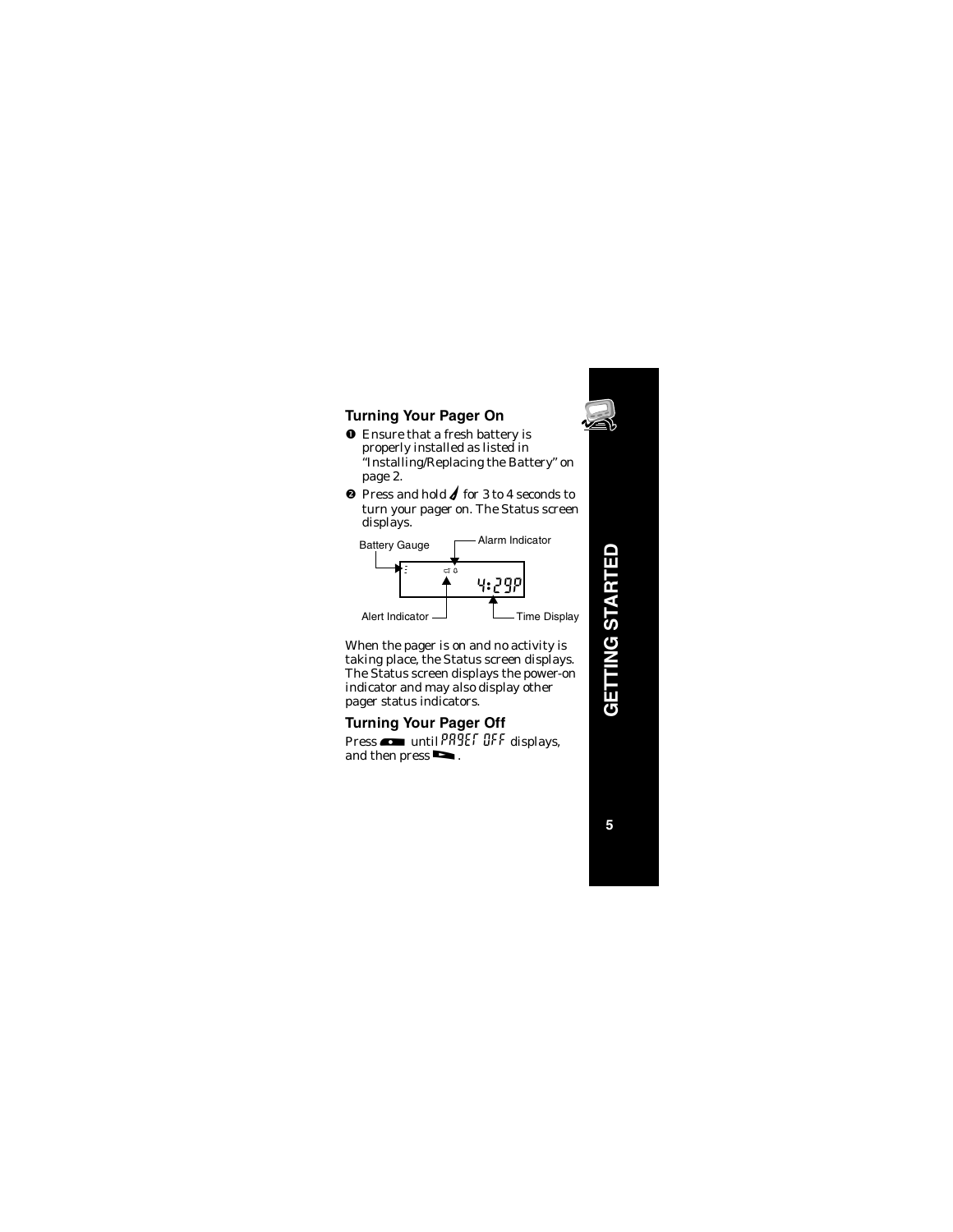## Turning Your Pager On

1. Ensure that a fresh battery is properly installed as listed in "Installing/Replacing the Battery" on page 2.
2. Press and hold for 3 to 4 seconds to turn your pager on. The Status screen displays.

Battery Gauge

Alarm Indicator

4:29P

Alert Indicator

Time Display

When the pager is on and no activity is taking place, the Status screen displays. The Status screen displays the power-on indicator and may also display other pager status indicators.

## Turning Your Pager Off

Press until PAGER OFF displays, and then press .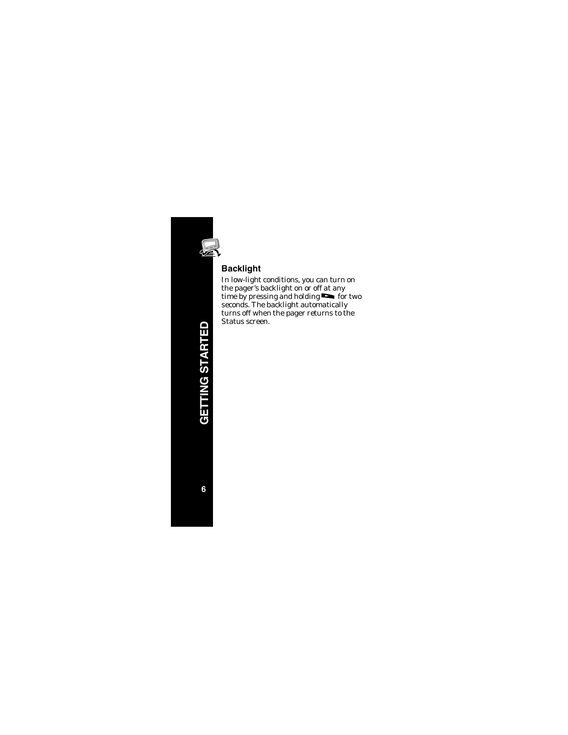### Backlight

In low-light conditions, you can turn on the pager's backlight on or off at any time by pressing and holding ▬ for two seconds. The backlight automatically turns off when the pager returns to the Status screen.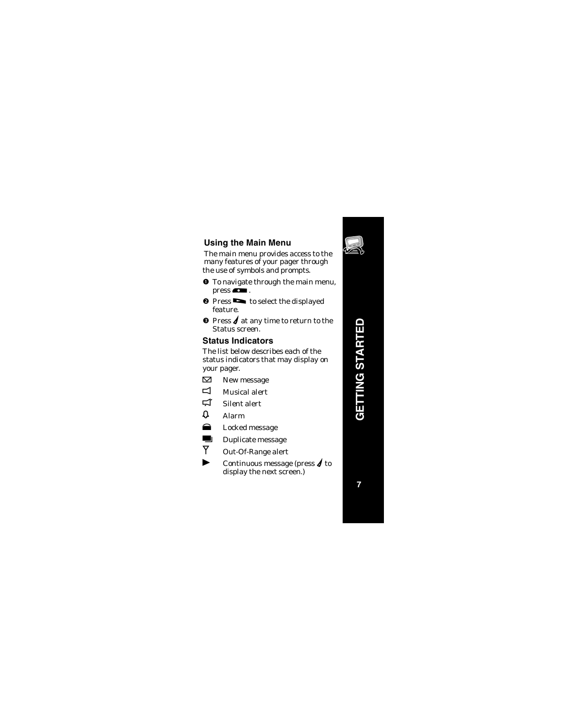## Using the Main Menu

The main menu provides access to the many features of your pager through the use of symbols and prompts.

1. To navigate through the main menu, press ●.
2. Press ► to select the displayed feature.
3. Press at any time to return to the Status screen.

## Status Indicators

The list below describes each of the status indicators that may display on your pager.

- New message
- Musical alert
- Silent alert
- Alarm
- Locked message
- Duplicate message
- Out-Of-Range alert
- ► Continuous message (press to display the next screen.)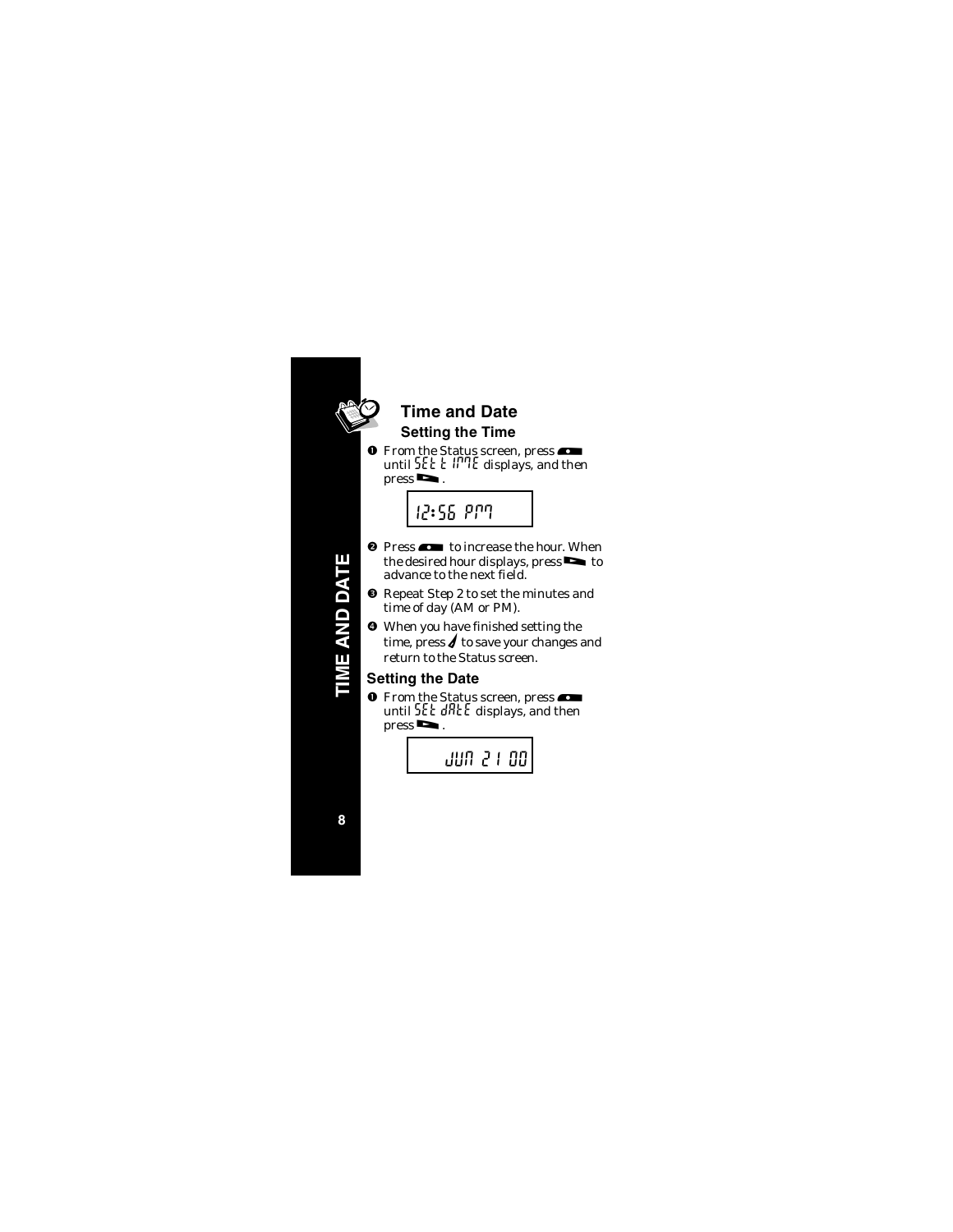## Time and Date

### Setting the Time

1. From the Status screen, press until SET TIME displays, and then press .

   12:56 PM

2. Press to increase the hour. When the desired hour displays, press to advance to the next field.
3. Repeat Step 2 to set the minutes and time of day (AM or PM).
4. When you have finished setting the time, press to save your changes and return to the Status screen.

### Setting the Date

1. From the Status screen, press until SET DATE displays, and then press .

   JUN 21 00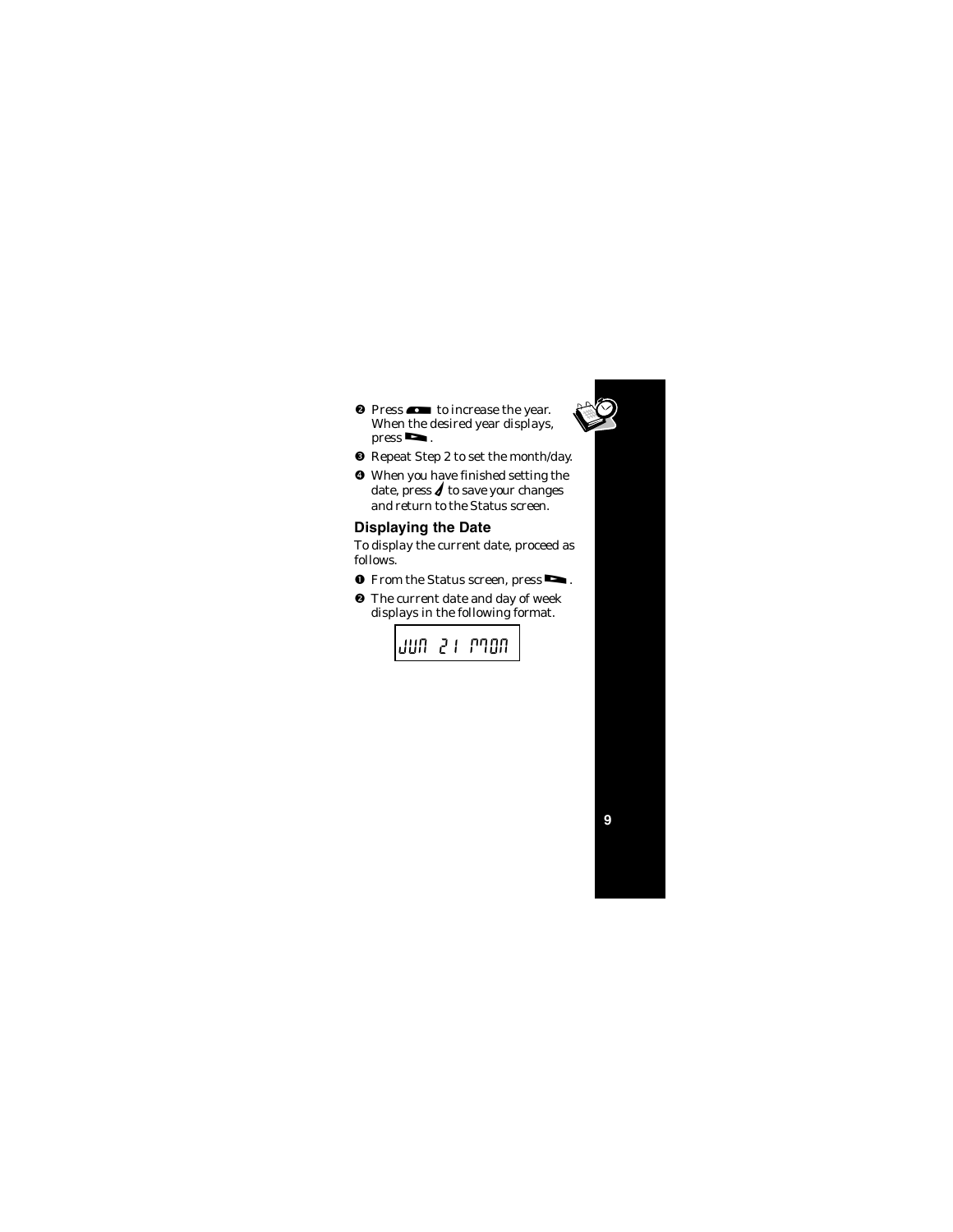❷ Press [button] to increase the year. When the desired year displays, press [button].

❸ Repeat Step 2 to set the month/day.

❹ When you have finished setting the date, press [button] to save your changes and return to the Status screen.

## Displaying the Date

To display the current date, proceed as follows.

❶ From the Status screen, press [button].

❷ The current date and day of week displays in the following format.

```
JUN 21 MON
```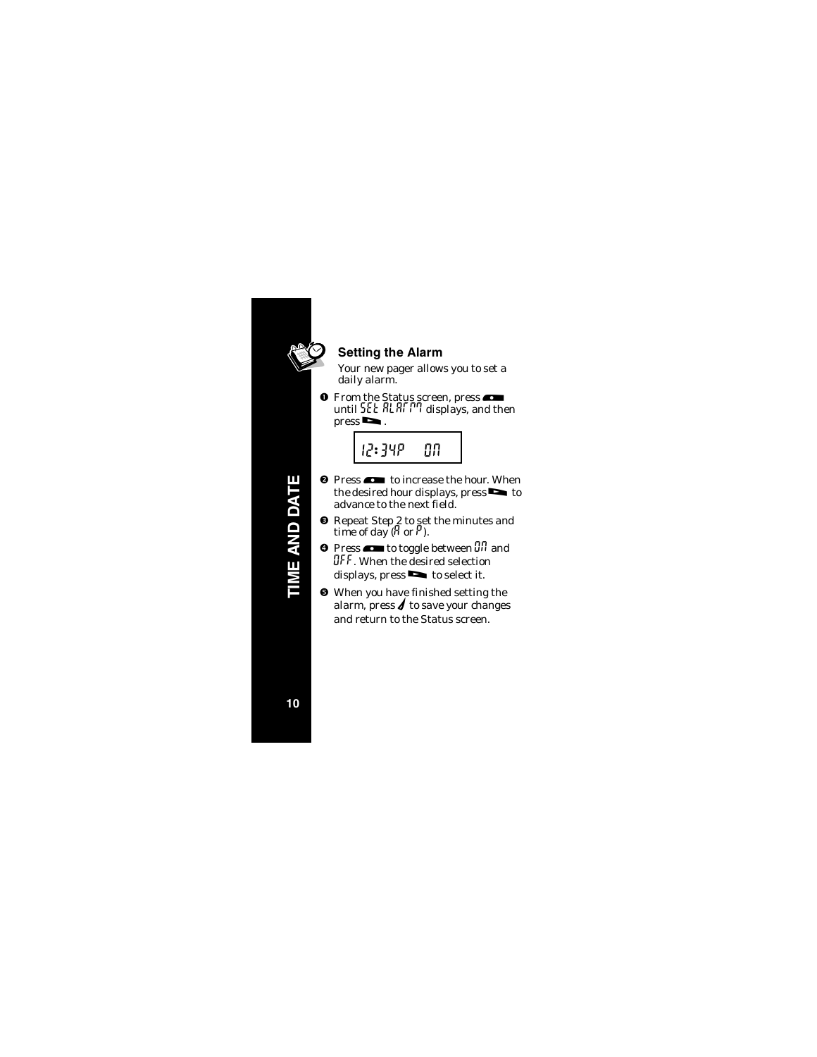## Setting the Alarm

Your new pager allows you to set a daily alarm.

1. From the Status screen, press until SET ALARM displays, and then press .

   12:34P ON

2. Press to increase the hour. When the desired hour displays, press to advance to the next field.
3. Repeat Step 2 to set the minutes and time of day (A or P).
4. Press to toggle between ON and OFF. When the desired selection displays, press to select it.
5. When you have finished setting the alarm, press to save your changes and return to the Status screen.

TIME AND DATE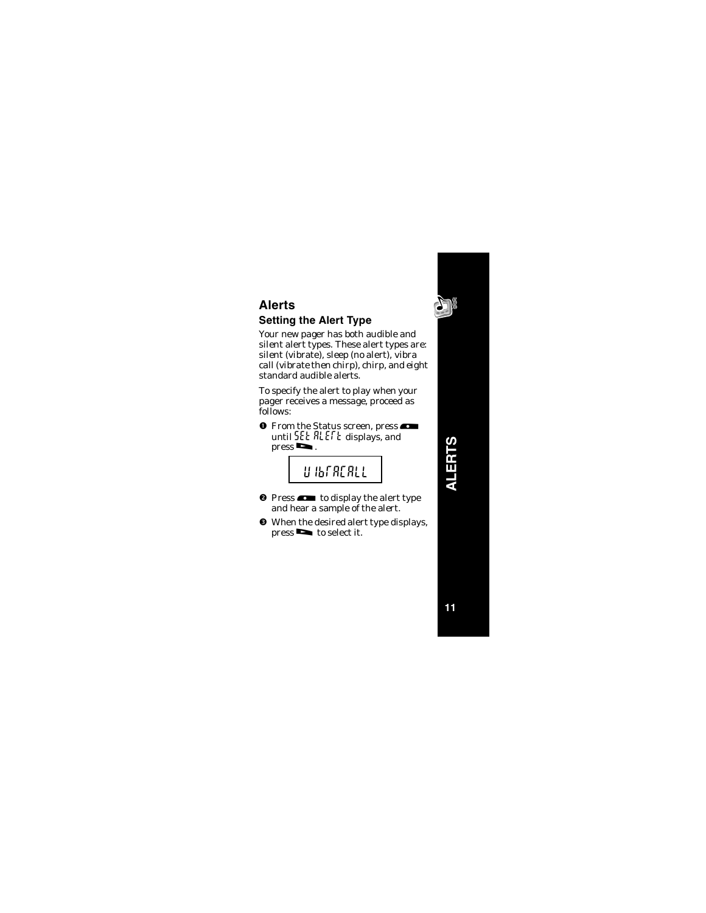# Alerts

## Setting the Alert Type

Your new pager has both audible and silent alert types. These alert types are: silent (vibrate), sleep (no alert), vibra call (vibrate then chirp), chirp, and eight standard audible alerts.

To specify the alert to play when your pager receives a message, proceed as follows:

❶ From the Status screen, press until SET ALERT displays, and press .

VIBRACALL

❷ Press to display the alert type and hear a sample of the alert.

❸ When the desired alert type displays, press to select it.

ALERTS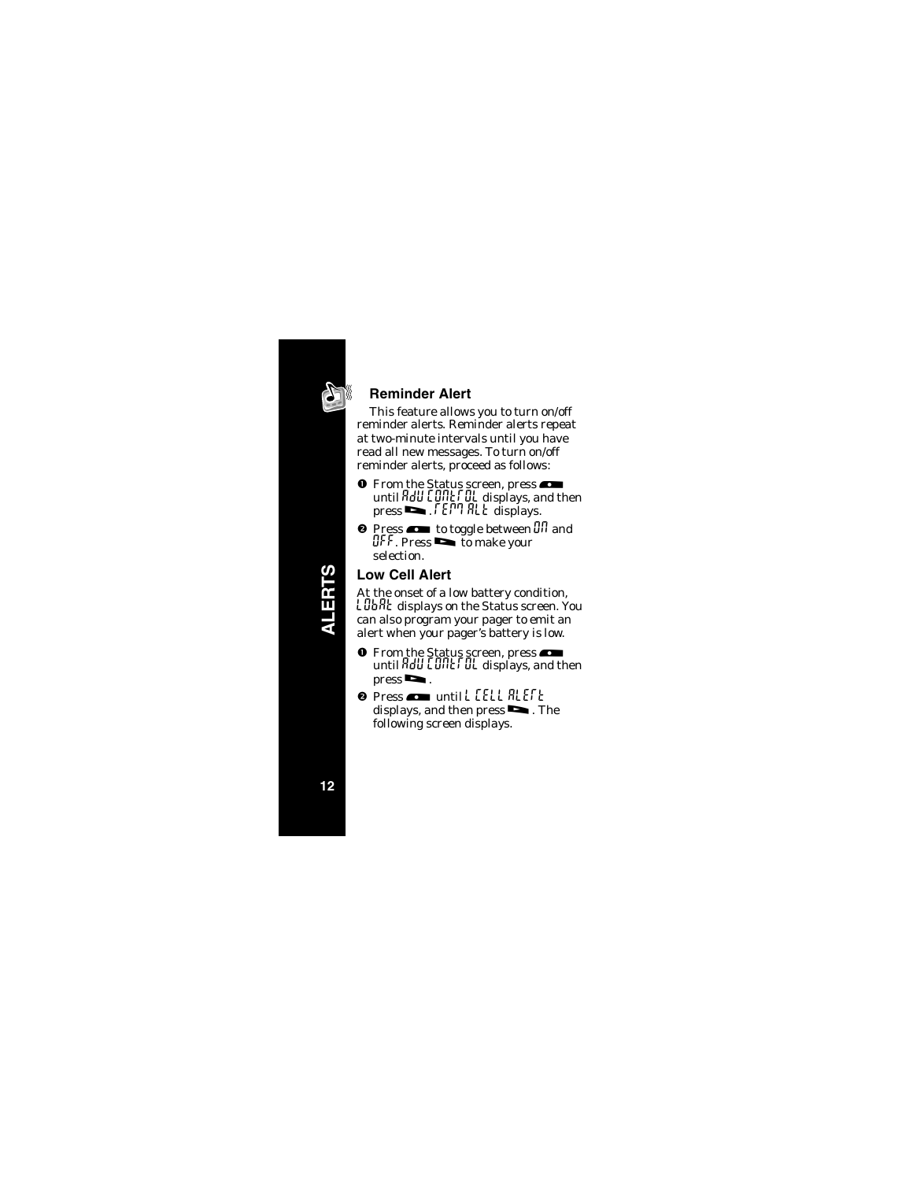## Reminder Alert

This feature allows you to turn on/off reminder alerts. Reminder alerts repeat at two-minute intervals until you have read all new messages. To turn on/off reminder alerts, proceed as follows:

❶ From the Status screen, press until AdU CONtrOL displays, and then press . rEM ALt displays.

❷ Press to toggle between ON and OFF. Press to make your selection.

## Low Cell Alert

At the onset of a low battery condition, LObAt displays on the Status screen. You can also program your pager to emit an alert when your pager's battery is low.

❶ From the Status screen, press until AdU CONtrOL displays, and then press .

❷ Press until L CELL ALErt displays, and then press . The following screen displays.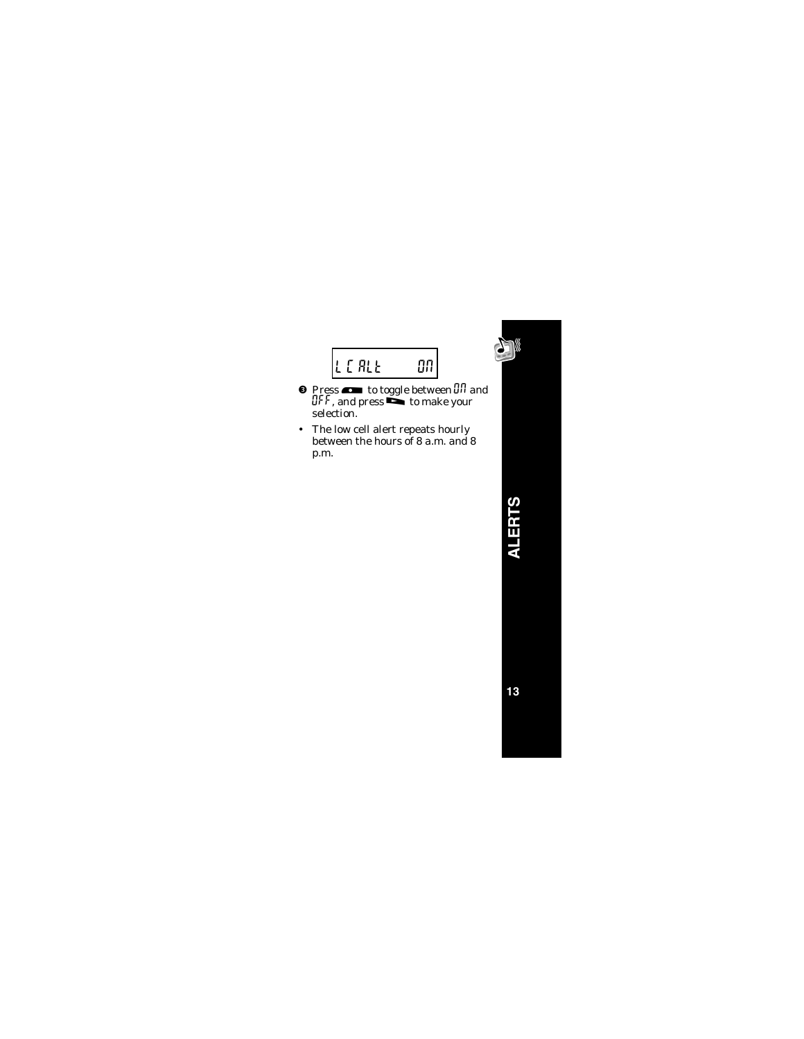```
L C ALt      ON
```

❸ Press [button] to toggle between ON and OFF, and press [button] to make your selection.

- The low cell alert repeats hourly between the hours of 8 a.m. and 8 p.m.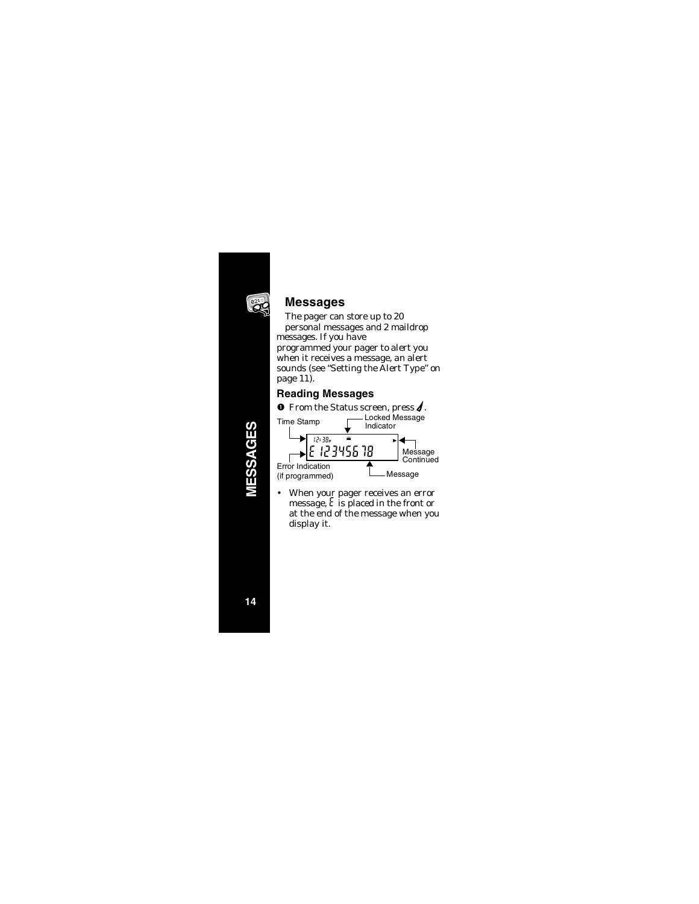## Messages

The pager can store up to 20 personal messages and 2 maildrop messages. If you have programmed your pager to alert you when it receives a message, an alert sounds (see "Setting the Alert Type" on page 11).

### Reading Messages

❶ From the Status screen, press .

Time Stamp — Locked Message Indicator — Message Continued — Error Indication (if programmed) — Message

12:38p
E 12345678

- When your pager receives an error message, E is placed in the front or at the end of the message when you display it.